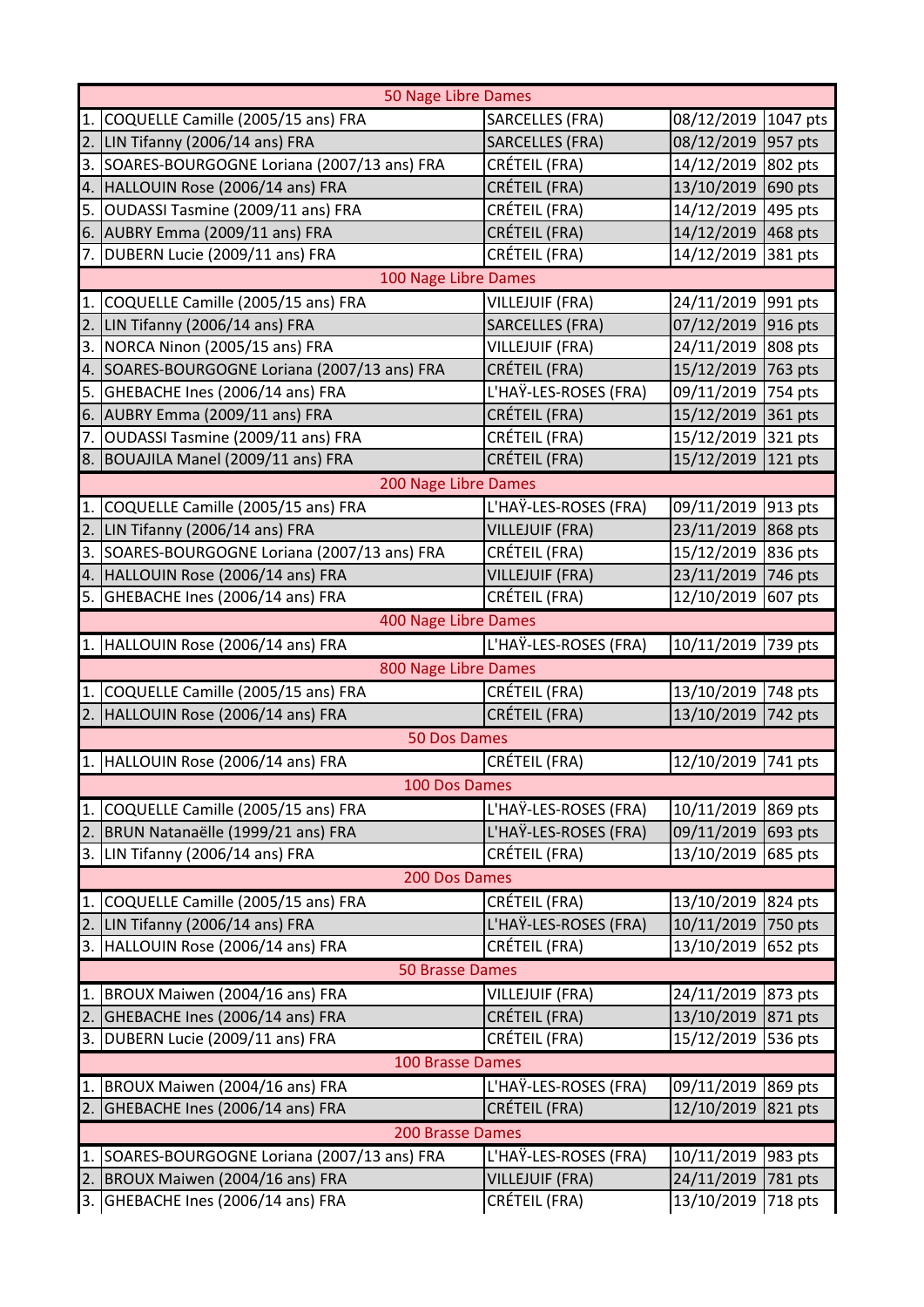| | 50 Nage Libre Dames | | | |
|---|---|---|---|---|
| 1. | COQUELLE Camille (2005/15 ans) FRA | SARCELLES (FRA) | 08/12/2019 | 1047 pts |
| 2. | LIN Tifanny (2006/14 ans) FRA | SARCELLES (FRA) | 08/12/2019 | 957 pts |
| 3. | SOARES-BOURGOGNE Loriana (2007/13 ans) FRA | CRÉTEIL (FRA) | 14/12/2019 | 802 pts |
| 4. | HALLOUIN Rose (2006/14 ans) FRA | CRÉTEIL (FRA) | 13/10/2019 | 690 pts |
| 5. | OUDASSI Tasmine (2009/11 ans) FRA | CRÉTEIL (FRA) | 14/12/2019 | 495 pts |
| 6. | AUBRY Emma (2009/11 ans) FRA | CRÉTEIL (FRA) | 14/12/2019 | 468 pts |
| 7. | DUBERN Lucie (2009/11 ans) FRA | CRÉTEIL (FRA) | 14/12/2019 | 381 pts |
| | 100 Nage Libre Dames | | | |
| 1. | COQUELLE Camille (2005/15 ans) FRA | VILLEJUIF (FRA) | 24/11/2019 | 991 pts |
| 2. | LIN Tifanny (2006/14 ans) FRA | SARCELLES (FRA) | 07/12/2019 | 916 pts |
| 3. | NORCA Ninon (2005/15 ans) FRA | VILLEJUIF (FRA) | 24/11/2019 | 808 pts |
| 4. | SOARES-BOURGOGNE Loriana (2007/13 ans) FRA | CRÉTEIL (FRA) | 15/12/2019 | 763 pts |
| 5. | GHEBACHE Ines (2006/14 ans) FRA | L'HAŸ-LES-ROSES (FRA) | 09/11/2019 | 754 pts |
| 6. | AUBRY Emma (2009/11 ans) FRA | CRÉTEIL (FRA) | 15/12/2019 | 361 pts |
| 7. | OUDASSI Tasmine (2009/11 ans) FRA | CRÉTEIL (FRA) | 15/12/2019 | 321 pts |
| 8. | BOUAJILA Manel (2009/11 ans) FRA | CRÉTEIL (FRA) | 15/12/2019 | 121 pts |
| | 200 Nage Libre Dames | | | |
| 1. | COQUELLE Camille (2005/15 ans) FRA | L'HAŸ-LES-ROSES (FRA) | 09/11/2019 | 913 pts |
| 2. | LIN Tifanny (2006/14 ans) FRA | VILLEJUIF (FRA) | 23/11/2019 | 868 pts |
| 3. | SOARES-BOURGOGNE Loriana (2007/13 ans) FRA | CRÉTEIL (FRA) | 15/12/2019 | 836 pts |
| 4. | HALLOUIN Rose (2006/14 ans) FRA | VILLEJUIF (FRA) | 23/11/2019 | 746 pts |
| 5. | GHEBACHE Ines (2006/14 ans) FRA | CRÉTEIL (FRA) | 12/10/2019 | 607 pts |
| | 400 Nage Libre Dames | | | |
| 1. | HALLOUIN Rose (2006/14 ans) FRA | L'HAŸ-LES-ROSES (FRA) | 10/11/2019 | 739 pts |
| | 800 Nage Libre Dames | | | |
| 1. | COQUELLE Camille (2005/15 ans) FRA | CRÉTEIL (FRA) | 13/10/2019 | 748 pts |
| 2. | HALLOUIN Rose (2006/14 ans) FRA | CRÉTEIL (FRA) | 13/10/2019 | 742 pts |
| | 50 Dos Dames | | | |
| 1. | HALLOUIN Rose (2006/14 ans) FRA | CRÉTEIL (FRA) | 12/10/2019 | 741 pts |
| | 100 Dos Dames | | | |
| 1. | COQUELLE Camille (2005/15 ans) FRA | L'HAŸ-LES-ROSES (FRA) | 10/11/2019 | 869 pts |
| 2. | BRUN Natanaëlle (1999/21 ans) FRA | L'HAŸ-LES-ROSES (FRA) | 09/11/2019 | 693 pts |
| 3. | LIN Tifanny (2006/14 ans) FRA | CRÉTEIL (FRA) | 13/10/2019 | 685 pts |
| | 200 Dos Dames | | | |
| 1. | COQUELLE Camille (2005/15 ans) FRA | CRÉTEIL (FRA) | 13/10/2019 | 824 pts |
| 2. | LIN Tifanny (2006/14 ans) FRA | L'HAŸ-LES-ROSES (FRA) | 10/11/2019 | 750 pts |
| 3. | HALLOUIN Rose (2006/14 ans) FRA | CRÉTEIL (FRA) | 13/10/2019 | 652 pts |
| | 50 Brasse Dames | | | |
| 1. | BROUX Maiwen (2004/16 ans) FRA | VILLEJUIF (FRA) | 24/11/2019 | 873 pts |
| 2. | GHEBACHE Ines (2006/14 ans) FRA | CRÉTEIL (FRA) | 13/10/2019 | 871 pts |
| 3. | DUBERN Lucie (2009/11 ans) FRA | CRÉTEIL (FRA) | 15/12/2019 | 536 pts |
| | 100 Brasse Dames | | | |
| 1. | BROUX Maiwen (2004/16 ans) FRA | L'HAŸ-LES-ROSES (FRA) | 09/11/2019 | 869 pts |
| 2. | GHEBACHE Ines (2006/14 ans) FRA | CRÉTEIL (FRA) | 12/10/2019 | 821 pts |
| | 200 Brasse Dames | | | |
| 1. | SOARES-BOURGOGNE Loriana (2007/13 ans) FRA | L'HAŸ-LES-ROSES (FRA) | 10/11/2019 | 983 pts |
| 2. | BROUX Maiwen (2004/16 ans) FRA | VILLEJUIF (FRA) | 24/11/2019 | 781 pts |
| 3. | GHEBACHE Ines (2006/14 ans) FRA | CRÉTEIL (FRA) | 13/10/2019 | 718 pts |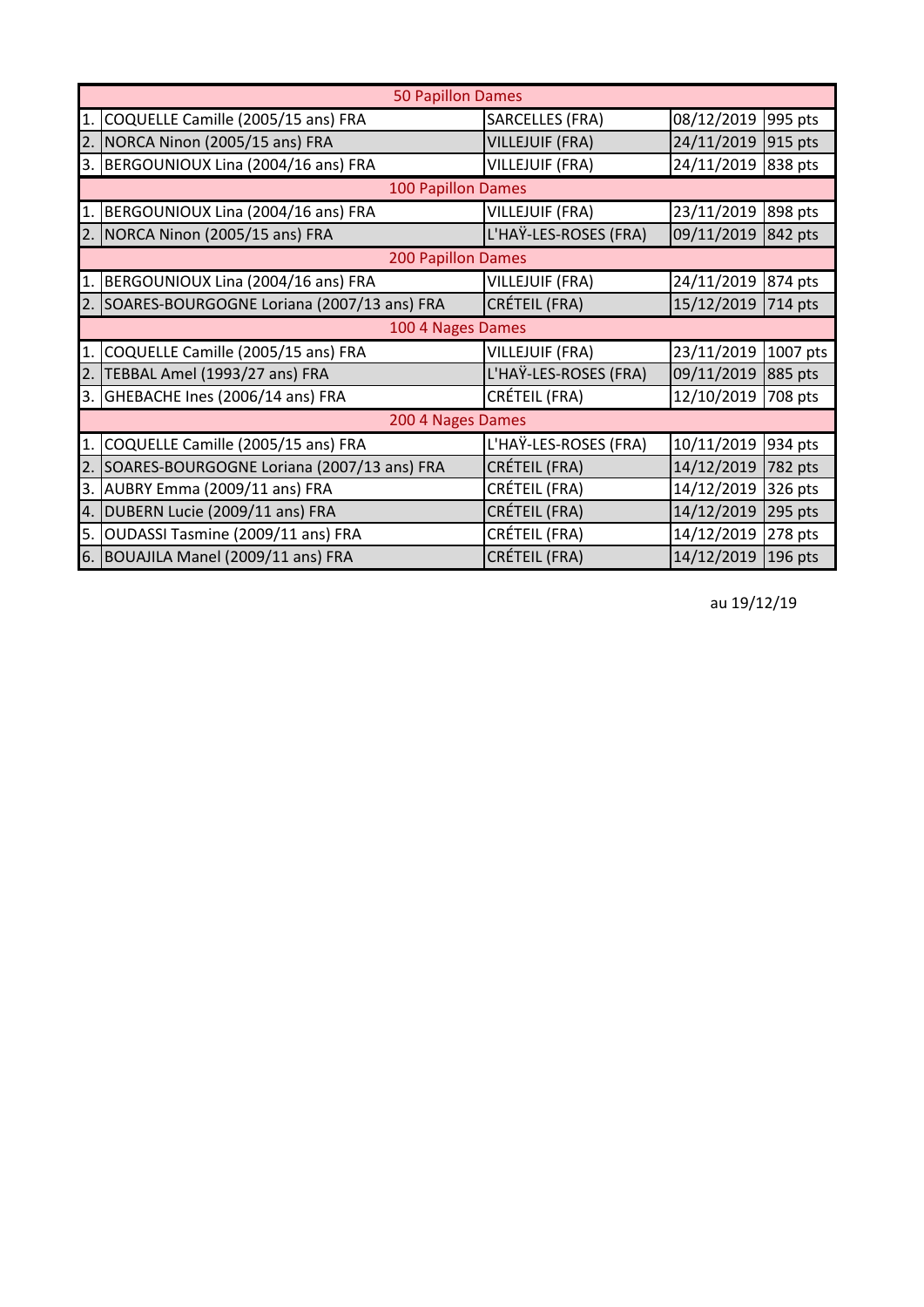| | | | | |
|---|---|---|---|---|
| | 50 Papillon Dames | | | |
| 1. | COQUELLE Camille (2005/15 ans) FRA | SARCELLES (FRA) | 08/12/2019 | 995 pts |
| 2. | NORCA Ninon (2005/15 ans) FRA | VILLEJUIF (FRA) | 24/11/2019 | 915 pts |
| 3. | BERGOUNIOUX Lina (2004/16 ans) FRA | VILLEJUIF (FRA) | 24/11/2019 | 838 pts |
| | 100 Papillon Dames | | | |
| 1. | BERGOUNIOUX Lina (2004/16 ans) FRA | VILLEJUIF (FRA) | 23/11/2019 | 898 pts |
| 2. | NORCA Ninon (2005/15 ans) FRA | L'HAŸ-LES-ROSES (FRA) | 09/11/2019 | 842 pts |
| | 200 Papillon Dames | | | |
| 1. | BERGOUNIOUX Lina (2004/16 ans) FRA | VILLEJUIF (FRA) | 24/11/2019 | 874 pts |
| 2. | SOARES-BOURGOGNE Loriana (2007/13 ans) FRA | CRÉTEIL (FRA) | 15/12/2019 | 714 pts |
| | 100 4 Nages Dames | | | |
| 1. | COQUELLE Camille (2005/15 ans) FRA | VILLEJUIF (FRA) | 23/11/2019 | 1007 pts |
| 2. | TEBBAL Amel (1993/27 ans) FRA | L'HAŸ-LES-ROSES (FRA) | 09/11/2019 | 885 pts |
| 3. | GHEBACHE Ines (2006/14 ans) FRA | CRÉTEIL (FRA) | 12/10/2019 | 708 pts |
| | 200 4 Nages Dames | | | |
| 1. | COQUELLE Camille (2005/15 ans) FRA | L'HAŸ-LES-ROSES (FRA) | 10/11/2019 | 934 pts |
| 2. | SOARES-BOURGOGNE Loriana (2007/13 ans) FRA | CRÉTEIL (FRA) | 14/12/2019 | 782 pts |
| 3. | AUBRY Emma (2009/11 ans) FRA | CRÉTEIL (FRA) | 14/12/2019 | 326 pts |
| 4. | DUBERN Lucie (2009/11 ans) FRA | CRÉTEIL (FRA) | 14/12/2019 | 295 pts |
| 5. | OUDASSI Tasmine (2009/11 ans) FRA | CRÉTEIL (FRA) | 14/12/2019 | 278 pts |
| 6. | BOUAJILA Manel (2009/11 ans) FRA | CRÉTEIL (FRA) | 14/12/2019 | 196 pts |

au 19/12/19